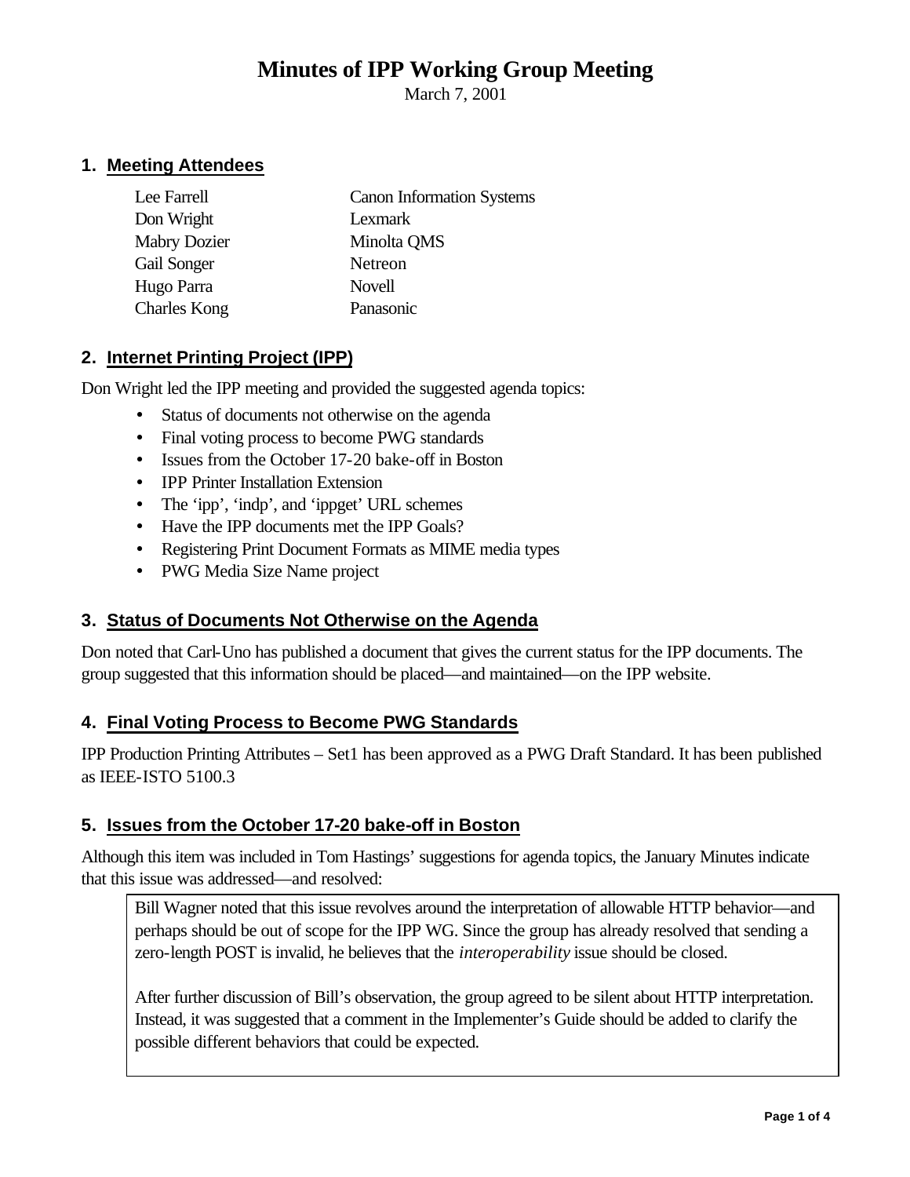# Minutes of IPP Working Group Meeting

March 7, 2001

## 1. Meeting Attendees

| | |
|---|---|
| Lee Farrell | Canon Information Systems |
| Don Wright | Lexmark |
| Mabry Dozier | Minolta QMS |
| Gail Songer | Netreon |
| Hugo Parra | Novell |
| Charles Kong | Panasonic |

## 2. Internet Printing Project (IPP)

Don Wright led the IPP meeting and provided the suggested agenda topics:

- Status of documents not otherwise on the agenda
- Final voting process to become PWG standards
- Issues from the October 17-20 bake-off in Boston
- IPP Printer Installation Extension
- The 'ipp', 'indp', and 'ippget' URL schemes
- Have the IPP documents met the IPP Goals?
- Registering Print Document Formats as MIME media types
- PWG Media Size Name project

## 3. Status of Documents Not Otherwise on the Agenda

Don noted that Carl-Uno has published a document that gives the current status for the IPP documents. The group suggested that this information should be placed—and maintained—on the IPP website.

## 4. Final Voting Process to Become PWG Standards

IPP Production Printing Attributes – Set1 has been approved as a PWG Draft Standard. It has been published as IEEE-ISTO 5100.3

## 5. Issues from the October 17-20 bake-off in Boston

Although this item was included in Tom Hastings' suggestions for agenda topics, the January Minutes indicate that this issue was addressed—and resolved:

> Bill Wagner noted that this issue revolves around the interpretation of allowable HTTP behavior—and perhaps should be out of scope for the IPP WG. Since the group has already resolved that sending a zero-length POST is invalid, he believes that the *interoperability* issue should be closed.
>
> After further discussion of Bill's observation, the group agreed to be silent about HTTP interpretation. Instead, it was suggested that a comment in the Implementer's Guide should be added to clarify the possible different behaviors that could be expected.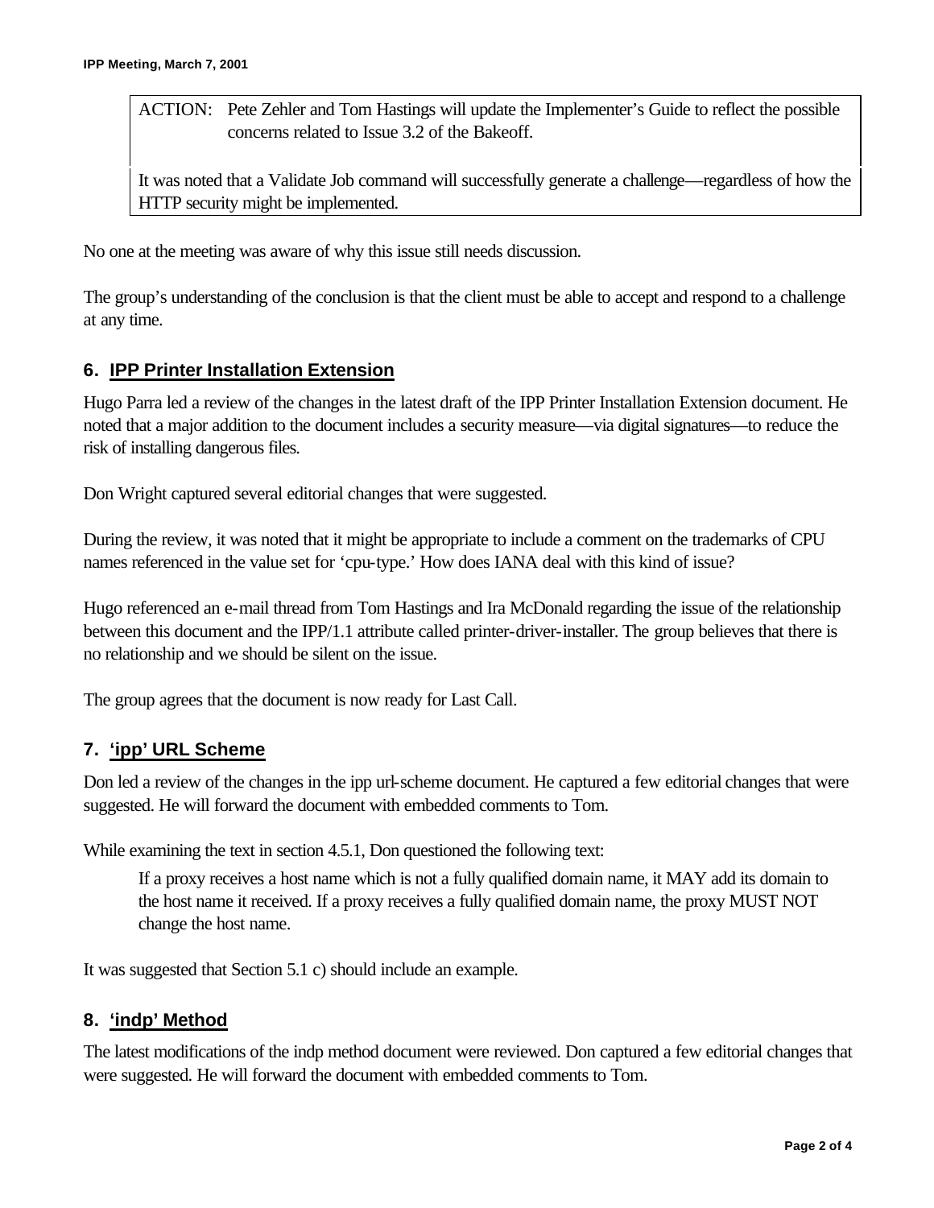ACTION: Pete Zehler and Tom Hastings will update the Implementer's Guide to reflect the possible concerns related to Issue 3.2 of the Bakeoff.

It was noted that a Validate Job command will successfully generate a challenge—regardless of how the HTTP security might be implemented.

No one at the meeting was aware of why this issue still needs discussion.

The group's understanding of the conclusion is that the client must be able to accept and respond to a challenge at any time.

## 6. IPP Printer Installation Extension

Hugo Parra led a review of the changes in the latest draft of the IPP Printer Installation Extension document. He noted that a major addition to the document includes a security measure—via digital signatures—to reduce the risk of installing dangerous files.

Don Wright captured several editorial changes that were suggested.

During the review, it was noted that it might be appropriate to include a comment on the trademarks of CPU names referenced in the value set for 'cpu-type.' How does IANA deal with this kind of issue?

Hugo referenced an e-mail thread from Tom Hastings and Ira McDonald regarding the issue of the relationship between this document and the IPP/1.1 attribute called printer-driver-installer. The group believes that there is no relationship and we should be silent on the issue.

The group agrees that the document is now ready for Last Call.

## 7. 'ipp' URL Scheme

Don led a review of the changes in the ipp url-scheme document. He captured a few editorial changes that were suggested. He will forward the document with embedded comments to Tom.

While examining the text in section 4.5.1, Don questioned the following text:

> If a proxy receives a host name which is not a fully qualified domain name, it MAY add its domain to the host name it received. If a proxy receives a fully qualified domain name, the proxy MUST NOT change the host name.

It was suggested that Section 5.1 c) should include an example.

## 8. 'indp' Method

The latest modifications of the indp method document were reviewed. Don captured a few editorial changes that were suggested. He will forward the document with embedded comments to Tom.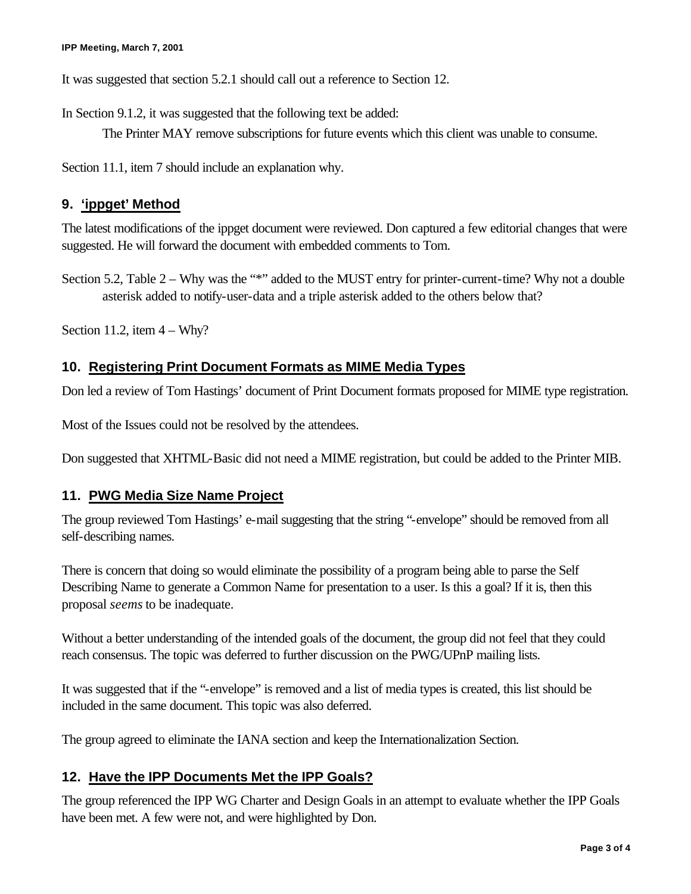It was suggested that section 5.2.1 should call out a reference to Section 12.

In Section 9.1.2, it was suggested that the following text be added:

> The Printer MAY remove subscriptions for future events which this client was unable to consume.

Section 11.1, item 7 should include an explanation why.

## 9. 'ippget' Method

The latest modifications of the ippget document were reviewed. Don captured a few editorial changes that were suggested. He will forward the document with embedded comments to Tom.

Section 5.2, Table 2 – Why was the "*" added to the MUST entry for printer-current-time? Why not a double asterisk added to notify-user-data and a triple asterisk added to the others below that?

Section 11.2, item 4 – Why?

## 10. Registering Print Document Formats as MIME Media Types

Don led a review of Tom Hastings' document of Print Document formats proposed for MIME type registration.

Most of the Issues could not be resolved by the attendees.

Don suggested that XHTML-Basic did not need a MIME registration, but could be added to the Printer MIB.

## 11. PWG Media Size Name Project

The group reviewed Tom Hastings' e-mail suggesting that the string "-envelope" should be removed from all self-describing names.

There is concern that doing so would eliminate the possibility of a program being able to parse the Self Describing Name to generate a Common Name for presentation to a user. Is this a goal? If it is, then this proposal *seems* to be inadequate.

Without a better understanding of the intended goals of the document, the group did not feel that they could reach consensus. The topic was deferred to further discussion on the PWG/UPnP mailing lists.

It was suggested that if the "-envelope" is removed and a list of media types is created, this list should be included in the same document. This topic was also deferred.

The group agreed to eliminate the IANA section and keep the Internationalization Section.

## 12. Have the IPP Documents Met the IPP Goals?

The group referenced the IPP WG Charter and Design Goals in an attempt to evaluate whether the IPP Goals have been met. A few were not, and were highlighted by Don.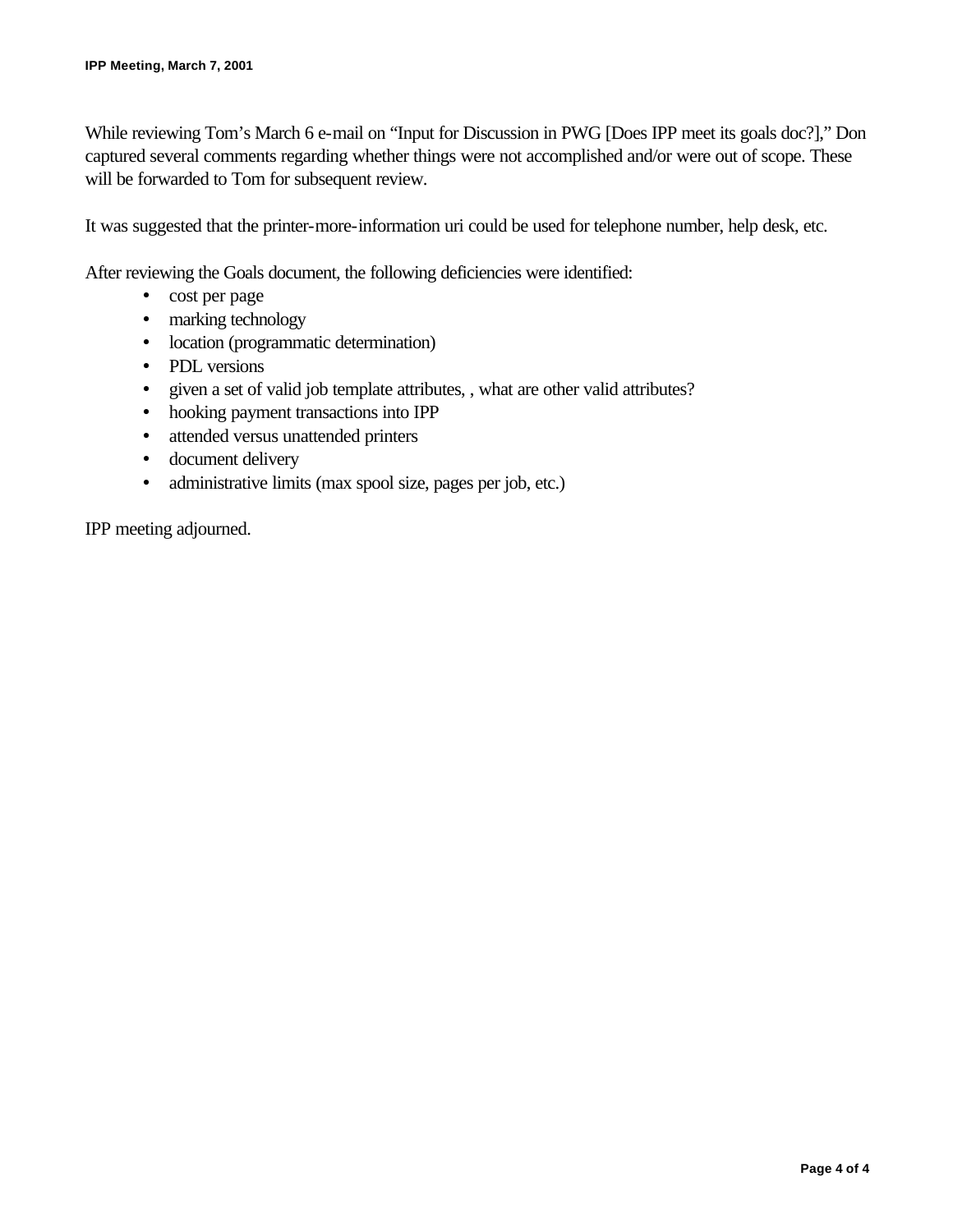While reviewing Tom's March 6 e-mail on "Input for Discussion in PWG [Does IPP meet its goals doc?]," Don captured several comments regarding whether things were not accomplished and/or were out of scope. These will be forwarded to Tom for subsequent review.

It was suggested that the printer-more-information uri could be used for telephone number, help desk, etc.

After reviewing the Goals document, the following deficiencies were identified:

- cost per page
- marking technology
- location (programmatic determination)
- PDL versions
- given a set of valid job template attributes, , what are other valid attributes?
- hooking payment transactions into IPP
- attended versus unattended printers
- document delivery
- administrative limits (max spool size, pages per job, etc.)

IPP meeting adjourned.